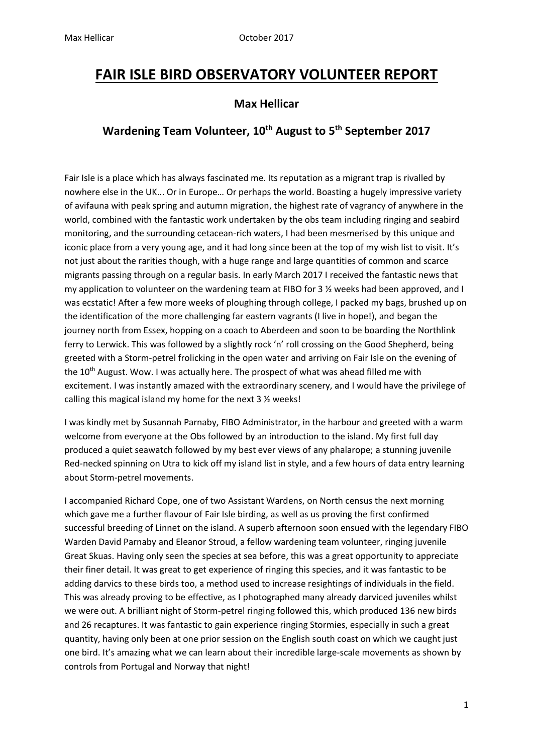# FAIR ISLE BIRD OBSERVATORY VOLUNTEER REPORT

## Max Hellicar

## Wardening Team Volunteer, 10th August to 5th September 2017

Fair Isle is a place which has always fascinated me. Its reputation as a migrant trap is rivalled by nowhere else in the UK... Or in Europe… Or perhaps the world. Boasting a hugely impressive variety of avifauna with peak spring and autumn migration, the highest rate of vagrancy of anywhere in the world, combined with the fantastic work undertaken by the obs team including ringing and seabird monitoring, and the surrounding cetacean-rich waters, I had been mesmerised by this unique and iconic place from a very young age, and it had long since been at the top of my wish list to visit. It's not just about the rarities though, with a huge range and large quantities of common and scarce migrants passing through on a regular basis. In early March 2017 I received the fantastic news that my application to volunteer on the wardening team at FIBO for 3 ½ weeks had been approved, and I was ecstatic! After a few more weeks of ploughing through college, I packed my bags, brushed up on the identification of the more challenging far eastern vagrants (I live in hope!), and began the journey north from Essex, hopping on a coach to Aberdeen and soon to be boarding the Northlink ferry to Lerwick. This was followed by a slightly rock 'n' roll crossing on the Good Shepherd, being greeted with a Storm-petrel frolicking in the open water and arriving on Fair Isle on the evening of the 10th August. Wow. I was actually here. The prospect of what was ahead filled me with excitement. I was instantly amazed with the extraordinary scenery, and I would have the privilege of calling this magical island my home for the next 3 ½ weeks!

I was kindly met by Susannah Parnaby, FIBO Administrator, in the harbour and greeted with a warm welcome from everyone at the Obs followed by an introduction to the island. My first full day produced a quiet seawatch followed by my best ever views of any phalarope; a stunning juvenile Red-necked spinning on Utra to kick off my island list in style, and a few hours of data entry learning about Storm-petrel movements.

I accompanied Richard Cope, one of two Assistant Wardens, on North census the next morning which gave me a further flavour of Fair Isle birding, as well as us proving the first confirmed successful breeding of Linnet on the island. A superb afternoon soon ensued with the legendary FIBO Warden David Parnaby and Eleanor Stroud, a fellow wardening team volunteer, ringing juvenile Great Skuas. Having only seen the species at sea before, this was a great opportunity to appreciate their finer detail. It was great to get experience of ringing this species, and it was fantastic to be adding darvics to these birds too, a method used to increase resightings of individuals in the field. This was already proving to be effective, as I photographed many already darviced juveniles whilst we were out. A brilliant night of Storm-petrel ringing followed this, which produced 136 new birds and 26 recaptures. It was fantastic to gain experience ringing Stormies, especially in such a great quantity, having only been at one prior session on the English south coast on which we caught just one bird. It's amazing what we can learn about their incredible large-scale movements as shown by controls from Portugal and Norway that night!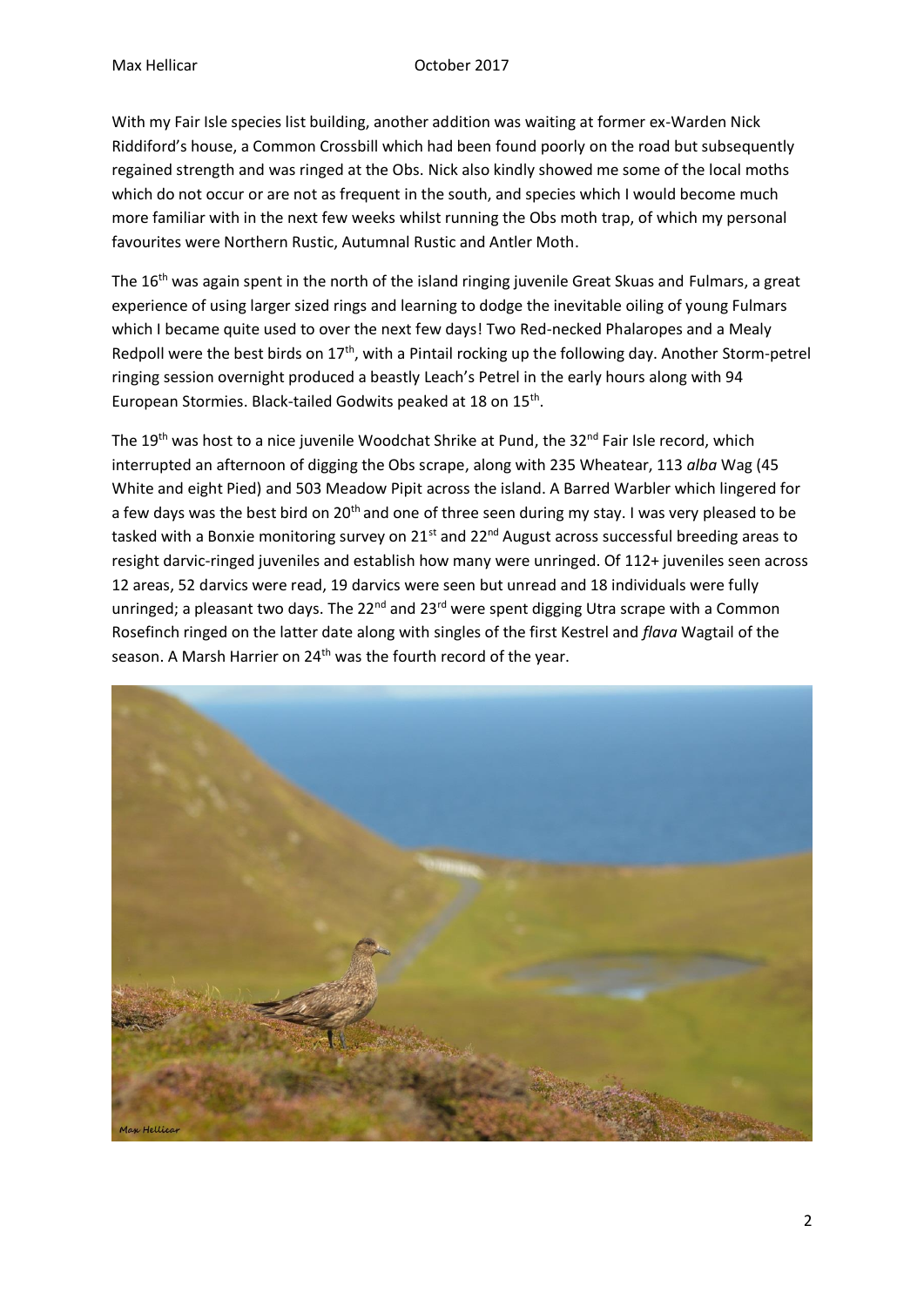With my Fair Isle species list building, another addition was waiting at former ex-Warden Nick Riddiford's house, a Common Crossbill which had been found poorly on the road but subsequently regained strength and was ringed at the Obs. Nick also kindly showed me some of the local moths which do not occur or are not as frequent in the south, and species which I would become much more familiar with in the next few weeks whilst running the Obs moth trap, of which my personal favourites were Northern Rustic, Autumnal Rustic and Antler Moth.

The 16th was again spent in the north of the island ringing juvenile Great Skuas and Fulmars, a great experience of using larger sized rings and learning to dodge the inevitable oiling of young Fulmars which I became quite used to over the next few days! Two Red-necked Phalaropes and a Mealy Redpoll were the best birds on 17th, with a Pintail rocking up the following day. Another Storm-petrel ringing session overnight produced a beastly Leach's Petrel in the early hours along with 94 European Stormies. Black-tailed Godwits peaked at 18 on 15th.

The 19th was host to a nice juvenile Woodchat Shrike at Pund, the 32nd Fair Isle record, which interrupted an afternoon of digging the Obs scrape, along with 235 Wheatear, 113 *alba* Wag (45 White and eight Pied) and 503 Meadow Pipit across the island. A Barred Warbler which lingered for a few days was the best bird on 20th and one of three seen during my stay. I was very pleased to be tasked with a Bonxie monitoring survey on 21st and 22nd August across successful breeding areas to resight darvic-ringed juveniles and establish how many were unringed. Of 112+ juveniles seen across 12 areas, 52 darvics were read, 19 darvics were seen but unread and 18 individuals were fully unringed; a pleasant two days. The 22nd and 23rd were spent digging Utra scrape with a Common Rosefinch ringed on the latter date along with singles of the first Kestrel and *flava* Wagtail of the season. A Marsh Harrier on 24th was the fourth record of the year.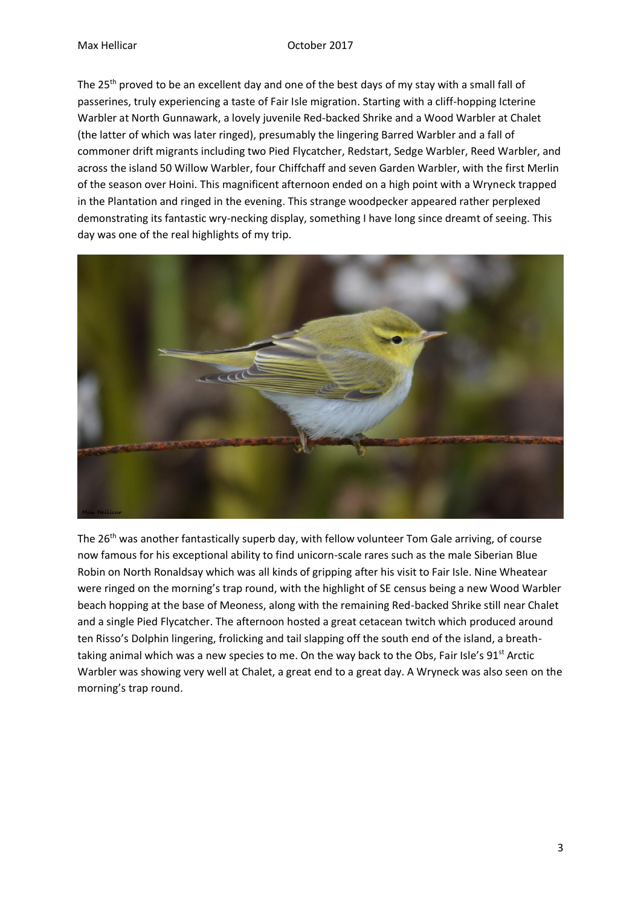The 25th proved to be an excellent day and one of the best days of my stay with a small fall of passerines, truly experiencing a taste of Fair Isle migration. Starting with a cliff-hopping Icterine Warbler at North Gunnawark, a lovely juvenile Red-backed Shrike and a Wood Warbler at Chalet (the latter of which was later ringed), presumably the lingering Barred Warbler and a fall of commoner drift migrants including two Pied Flycatcher, Redstart, Sedge Warbler, Reed Warbler, and across the island 50 Willow Warbler, four Chiffchaff and seven Garden Warbler, with the first Merlin of the season over Hoini. This magnificent afternoon ended on a high point with a Wryneck trapped in the Plantation and ringed in the evening. This strange woodpecker appeared rather perplexed demonstrating its fantastic wry-necking display, something I have long since dreamt of seeing. This day was one of the real highlights of my trip.

The 26th was another fantastically superb day, with fellow volunteer Tom Gale arriving, of course now famous for his exceptional ability to find unicorn-scale rares such as the male Siberian Blue Robin on North Ronaldsay which was all kinds of gripping after his visit to Fair Isle. Nine Wheatear were ringed on the morning's trap round, with the highlight of SE census being a new Wood Warbler beach hopping at the base of Meoness, along with the remaining Red-backed Shrike still near Chalet and a single Pied Flycatcher. The afternoon hosted a great cetacean twitch which produced around ten Risso's Dolphin lingering, frolicking and tail slapping off the south end of the island, a breath-taking animal which was a new species to me. On the way back to the Obs, Fair Isle's 91st Arctic Warbler was showing very well at Chalet, a great end to a great day. A Wryneck was also seen on the morning's trap round.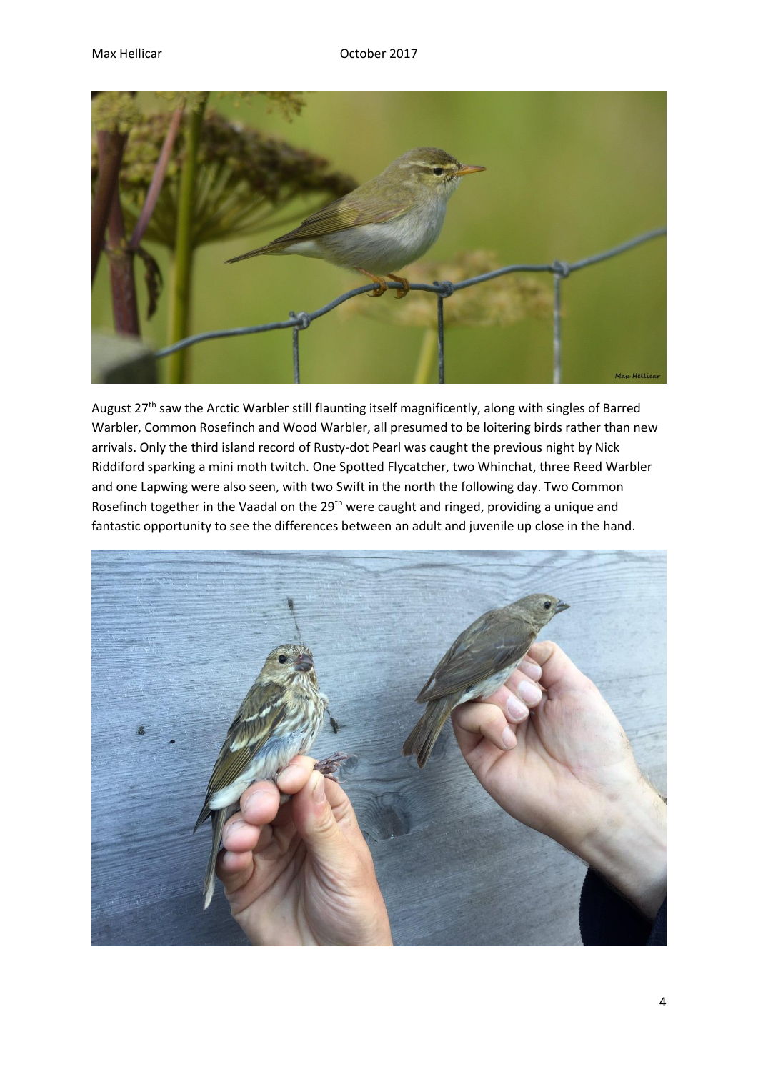August 27th saw the Arctic Warbler still flaunting itself magnificently, along with singles of Barred Warbler, Common Rosefinch and Wood Warbler, all presumed to be loitering birds rather than new arrivals. Only the third island record of Rusty-dot Pearl was caught the previous night by Nick Riddiford sparking a mini moth twitch. One Spotted Flycatcher, two Whinchat, three Reed Warbler and one Lapwing were also seen, with two Swift in the north the following day. Two Common Rosefinch together in the Vaadal on the 29th were caught and ringed, providing a unique and fantastic opportunity to see the differences between an adult and juvenile up close in the hand.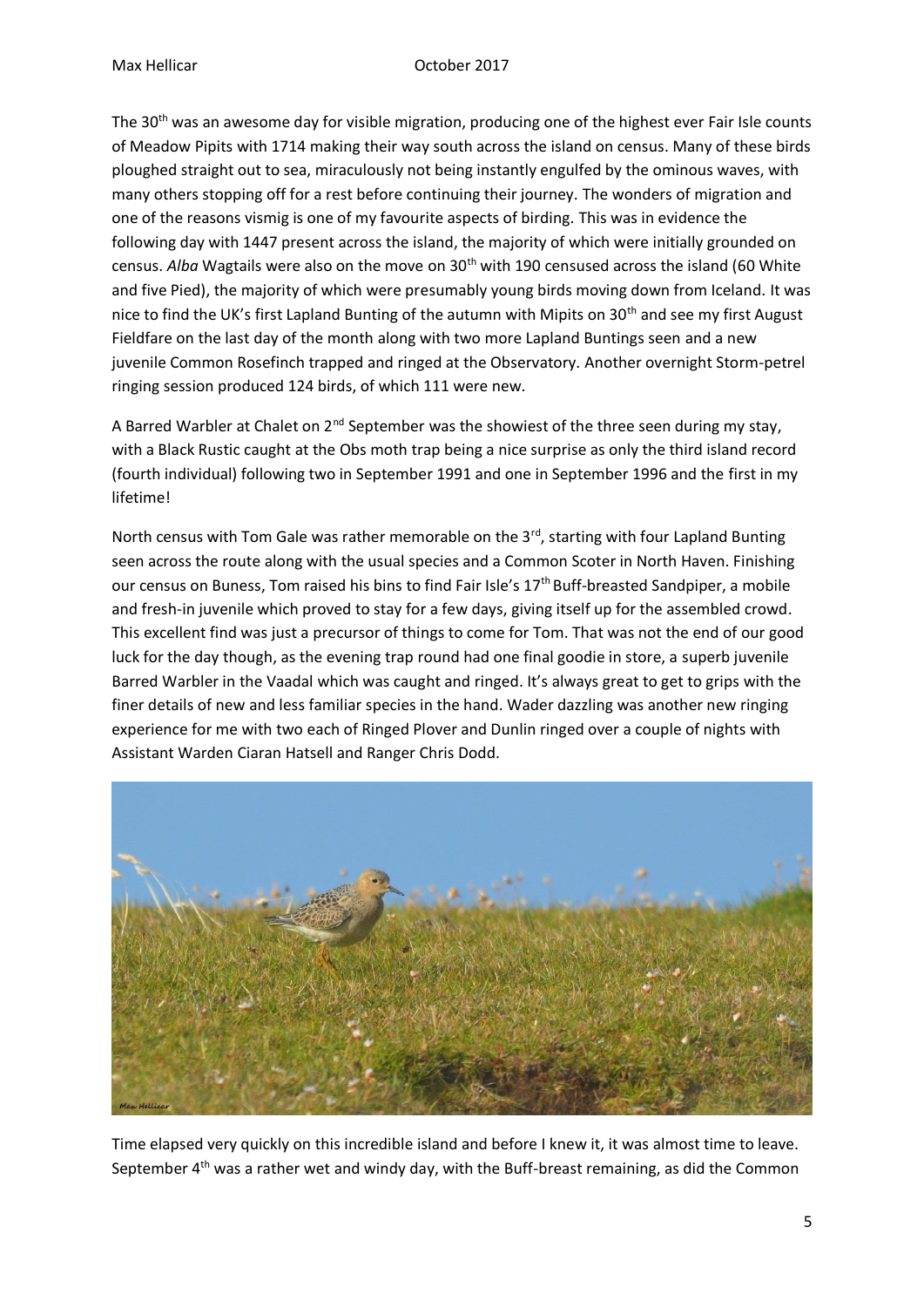The 30th was an awesome day for visible migration, producing one of the highest ever Fair Isle counts of Meadow Pipits with 1714 making their way south across the island on census. Many of these birds ploughed straight out to sea, miraculously not being instantly engulfed by the ominous waves, with many others stopping off for a rest before continuing their journey. The wonders of migration and one of the reasons vismig is one of my favourite aspects of birding. This was in evidence the following day with 1447 present across the island, the majority of which were initially grounded on census. *Alba* Wagtails were also on the move on 30th with 190 censused across the island (60 White and five Pied), the majority of which were presumably young birds moving down from Iceland. It was nice to find the UK's first Lapland Bunting of the autumn with Mipits on 30th and see my first August Fieldfare on the last day of the month along with two more Lapland Buntings seen and a new juvenile Common Rosefinch trapped and ringed at the Observatory. Another overnight Storm-petrel ringing session produced 124 birds, of which 111 were new.

A Barred Warbler at Chalet on 2nd September was the showiest of the three seen during my stay, with a Black Rustic caught at the Obs moth trap being a nice surprise as only the third island record (fourth individual) following two in September 1991 and one in September 1996 and the first in my lifetime!

North census with Tom Gale was rather memorable on the 3rd, starting with four Lapland Bunting seen across the route along with the usual species and a Common Scoter in North Haven. Finishing our census on Buness, Tom raised his bins to find Fair Isle's 17th Buff-breasted Sandpiper, a mobile and fresh-in juvenile which proved to stay for a few days, giving itself up for the assembled crowd. This excellent find was just a precursor of things to come for Tom. That was not the end of our good luck for the day though, as the evening trap round had one final goodie in store, a superb juvenile Barred Warbler in the Vaadal which was caught and ringed. It's always great to get to grips with the finer details of new and less familiar species in the hand. Wader dazzling was another new ringing experience for me with two each of Ringed Plover and Dunlin ringed over a couple of nights with Assistant Warden Ciaran Hatsell and Ranger Chris Dodd.

Time elapsed very quickly on this incredible island and before I knew it, it was almost time to leave. September 4th was a rather wet and windy day, with the Buff-breast remaining, as did the Common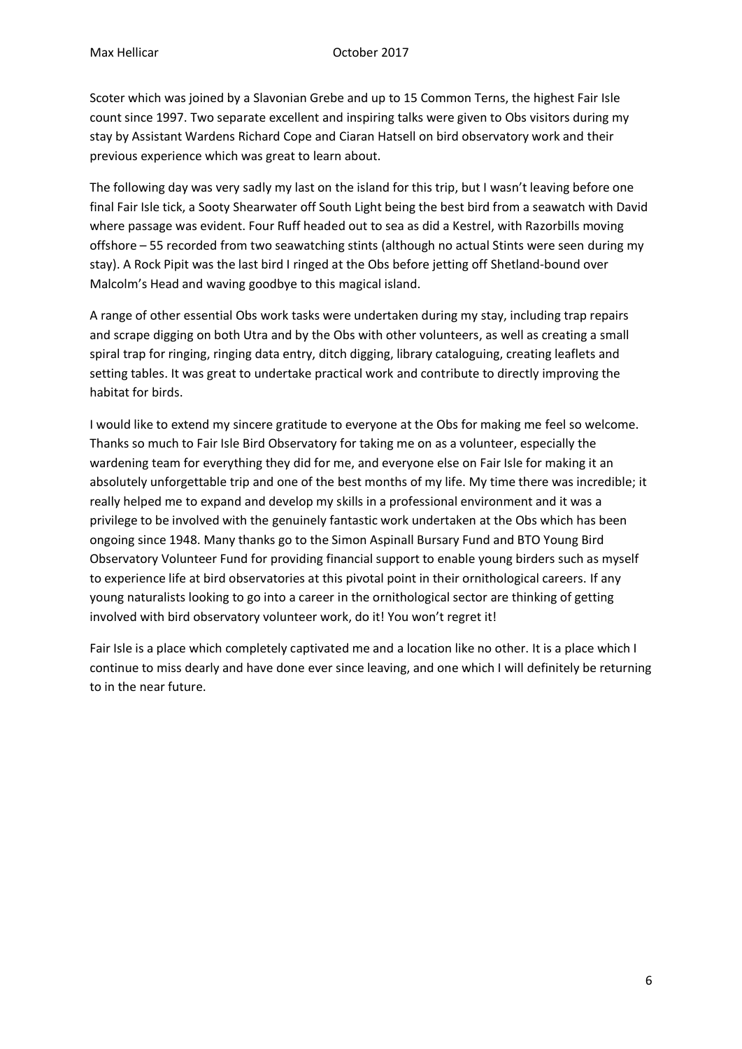Scoter which was joined by a Slavonian Grebe and up to 15 Common Terns, the highest Fair Isle count since 1997. Two separate excellent and inspiring talks were given to Obs visitors during my stay by Assistant Wardens Richard Cope and Ciaran Hatsell on bird observatory work and their previous experience which was great to learn about.

The following day was very sadly my last on the island for this trip, but I wasn't leaving before one final Fair Isle tick, a Sooty Shearwater off South Light being the best bird from a seawatch with David where passage was evident. Four Ruff headed out to sea as did a Kestrel, with Razorbills moving offshore – 55 recorded from two seawatching stints (although no actual Stints were seen during my stay). A Rock Pipit was the last bird I ringed at the Obs before jetting off Shetland-bound over Malcolm's Head and waving goodbye to this magical island.

A range of other essential Obs work tasks were undertaken during my stay, including trap repairs and scrape digging on both Utra and by the Obs with other volunteers, as well as creating a small spiral trap for ringing, ringing data entry, ditch digging, library cataloguing, creating leaflets and setting tables. It was great to undertake practical work and contribute to directly improving the habitat for birds.

I would like to extend my sincere gratitude to everyone at the Obs for making me feel so welcome. Thanks so much to Fair Isle Bird Observatory for taking me on as a volunteer, especially the wardening team for everything they did for me, and everyone else on Fair Isle for making it an absolutely unforgettable trip and one of the best months of my life. My time there was incredible; it really helped me to expand and develop my skills in a professional environment and it was a privilege to be involved with the genuinely fantastic work undertaken at the Obs which has been ongoing since 1948. Many thanks go to the Simon Aspinall Bursary Fund and BTO Young Bird Observatory Volunteer Fund for providing financial support to enable young birders such as myself to experience life at bird observatories at this pivotal point in their ornithological careers. If any young naturalists looking to go into a career in the ornithological sector are thinking of getting involved with bird observatory volunteer work, do it! You won't regret it!

Fair Isle is a place which completely captivated me and a location like no other. It is a place which I continue to miss dearly and have done ever since leaving, and one which I will definitely be returning to in the near future.